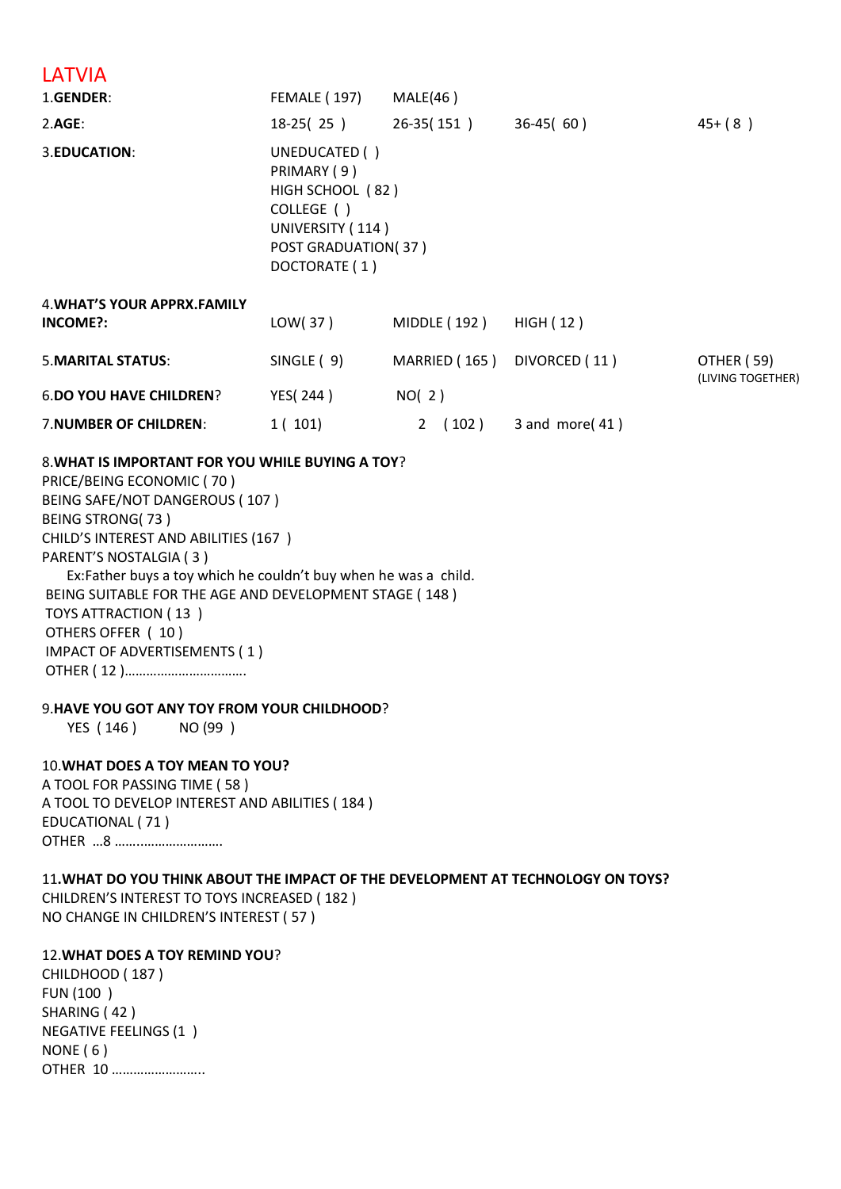# LATVIA

| | | | | |
|---|---|---|---|---|
| 1.**GENDER**: | FEMALE ( 197) | MALE(46 ) | | |
| 2.**AGE**: | 18-25( 25 ) | 26-35( 151 ) | 36-45( 60 ) | 45+ ( 8 ) |
| 3.**EDUCATION**: | UNEDUCATED ( )<br>PRIMARY ( 9 )<br>HIGH SCHOOL ( 82 )<br>COLLEGE ( )<br>UNIVERSITY ( 114 )<br>POST GRADUATION( 37 )<br>DOCTORATE ( 1 ) | | | |
| 4.**WHAT'S YOUR APPRX.FAMILY INCOME?:** | LOW( 37 ) | MIDDLE ( 192 ) | HIGH ( 12 ) | |
| 5.**MARITAL STATUS**: | SINGLE ( 9) | MARRIED ( 165 ) | DIVORCED ( 11 ) | OTHER ( 59) (LIVING TOGETHER) |
| 6.**DO YOU HAVE CHILDREN**? | YES( 244 ) | NO( 2 ) | | |
| 7.**NUMBER OF CHILDREN**: | 1 ( 101) | 2 ( 102 ) | 3 and more( 41 ) | |

8.**WHAT IS IMPORTANT FOR YOU WHILE BUYING A TOY**?
PRICE/BEING ECONOMIC ( 70 )
BEING SAFE/NOT DANGEROUS ( 107 )
BEING STRONG( 73 )
CHILD'S INTEREST AND ABILITIES (167 )
PARENT'S NOSTALGIA ( 3 )
Ex:Father buys a toy which he couldn't buy when he was a child.
BEING SUITABLE FOR THE AGE AND DEVELOPMENT STAGE ( 148 )
TOYS ATTRACTION ( 13 )
OTHERS OFFER ( 10 )
IMPACT OF ADVERTISEMENTS ( 1 )
OTHER ( 12 )……………………………

9.**HAVE YOU GOT ANY TOY FROM YOUR CHILDHOOD**?
YES ( 146 ) NO (99 )

10.**WHAT DOES A TOY MEAN TO YOU?**
A TOOL FOR PASSING TIME ( 58 )
A TOOL TO DEVELOP INTEREST AND ABILITIES ( 184 )
EDUCATIONAL ( 71 )
OTHER …8 ………………………..

11.**WHAT DO YOU THINK ABOUT THE IMPACT OF THE DEVELOPMENT AT TECHNOLOGY ON TOYS?**
CHILDREN'S INTEREST TO TOYS INCREASED ( 182 )
NO CHANGE IN CHILDREN'S INTEREST ( 57 )

12.**WHAT DOES A TOY REMIND YOU**?
CHILDHOOD ( 187 )
FUN (100 )
SHARING ( 42 )
NEGATIVE FEELINGS (1 )
NONE ( 6 )
OTHER 10 ……………………..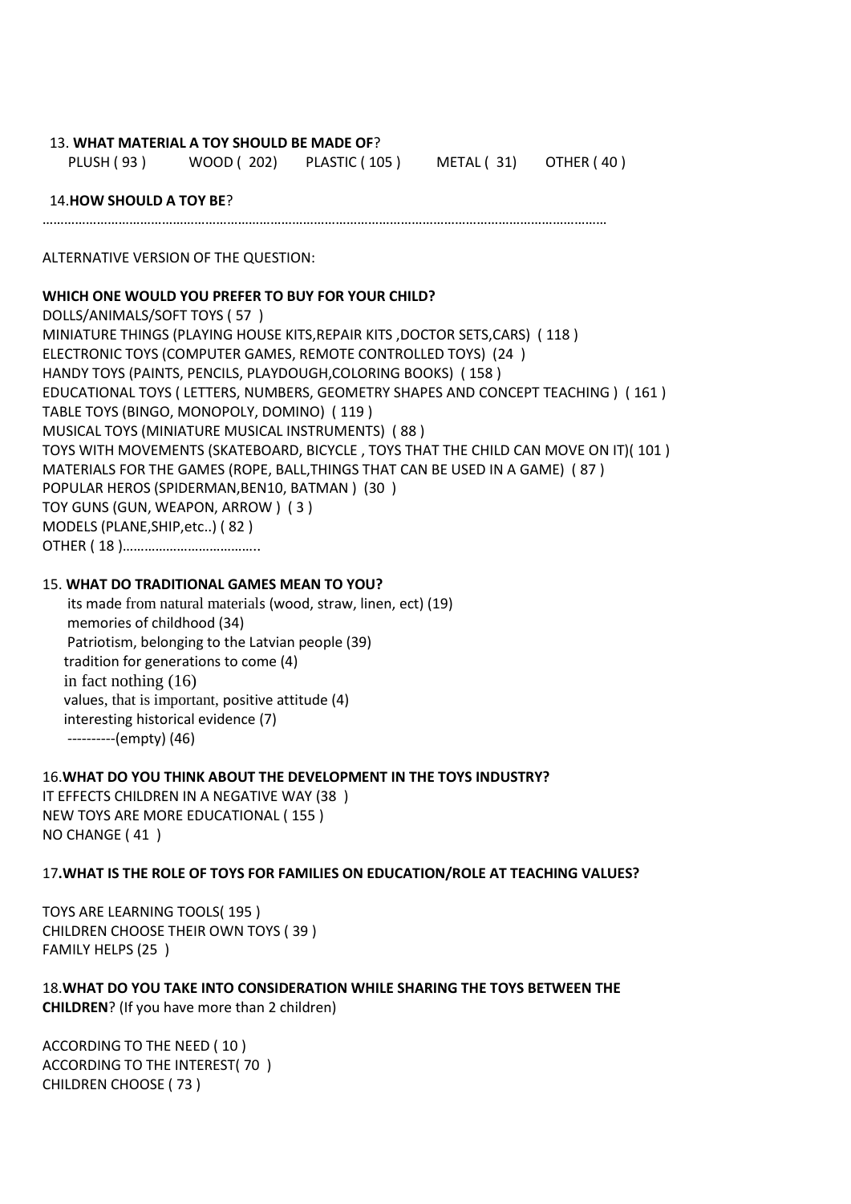13. **WHAT MATERIAL A TOY SHOULD BE MADE OF**?

PLUSH ( 93 )  WOOD ( 202)  PLASTIC ( 105 )  METAL ( 31)  OTHER ( 40 )

14. **HOW SHOULD A TOY BE**?

…………………………………………………………………………………………………………………………………………………

ALTERNATIVE VERSION OF THE QUESTION:

**WHICH ONE WOULD YOU PREFER TO BUY FOR YOUR CHILD?**

DOLLS/ANIMALS/SOFT TOYS ( 57 )
MINIATURE THINGS (PLAYING HOUSE KITS,REPAIR KITS ,DOCTOR SETS,CARS) ( 118 )
ELECTRONIC TOYS (COMPUTER GAMES, REMOTE CONTROLLED TOYS) (24 )
HANDY TOYS (PAINTS, PENCILS, PLAYDOUGH,COLORING BOOKS) ( 158 )
EDUCATIONAL TOYS ( LETTERS, NUMBERS, GEOMETRY SHAPES AND CONCEPT TEACHING ) ( 161 )
TABLE TOYS (BINGO, MONOPOLY, DOMINO) ( 119 )
MUSICAL TOYS (MINIATURE MUSICAL INSTRUMENTS) ( 88 )
TOYS WITH MOVEMENTS (SKATEBOARD, BICYCLE , TOYS THAT THE CHILD CAN MOVE ON IT)( 101 )
MATERIALS FOR THE GAMES (ROPE, BALL,THINGS THAT CAN BE USED IN A GAME) ( 87 )
POPULAR HEROS (SPIDERMAN,BEN10, BATMAN ) (30 )
TOY GUNS (GUN, WEAPON, ARROW ) ( 3 )
MODELS (PLANE,SHIP,etc..) ( 82 )
OTHER ( 18 )………………………………..

15. **WHAT DO TRADITIONAL GAMES MEAN TO YOU?**

its made from natural materials (wood, straw, linen, ect) (19)
memories of childhood (34)
Patriotism, belonging to the Latvian people (39)
tradition for generations to come (4)
in fact nothing (16)
values, that is important, positive attitude (4)
interesting historical evidence (7)
----------(empty) (46)

16. **WHAT DO YOU THINK ABOUT THE DEVELOPMENT IN THE TOYS INDUSTRY?**

IT EFFECTS CHILDREN IN A NEGATIVE WAY (38 )
NEW TOYS ARE MORE EDUCATIONAL ( 155 )
NO CHANGE ( 41 )

17. **WHAT IS THE ROLE OF TOYS FOR FAMILIES ON EDUCATION/ROLE AT TEACHING VALUES?**

TOYS ARE LEARNING TOOLS( 195 )
CHILDREN CHOOSE THEIR OWN TOYS ( 39 )
FAMILY HELPS (25 )

18. **WHAT DO YOU TAKE INTO CONSIDERATION WHILE SHARING THE TOYS BETWEEN THE CHILDREN**? (If you have more than 2 children)

ACCORDING TO THE NEED ( 10 )
ACCORDING TO THE INTEREST( 70 )
CHILDREN CHOOSE ( 73 )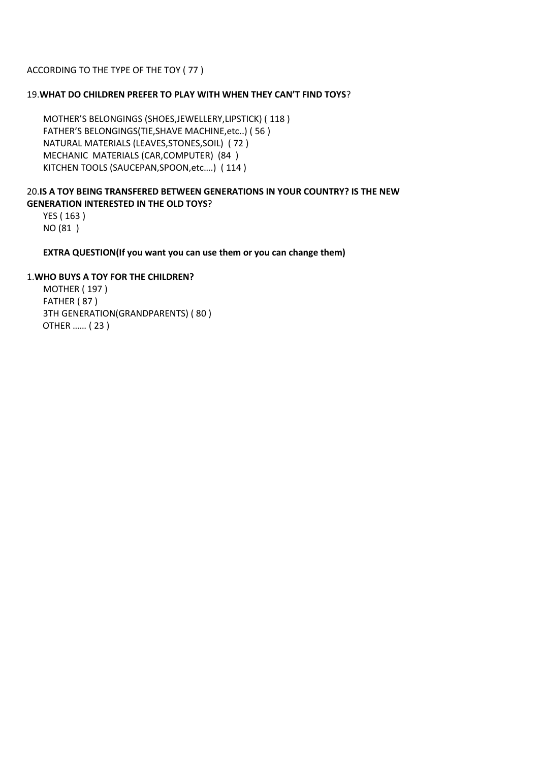ACCORDING TO THE TYPE OF THE TOY ( 77 )

19.**WHAT DO CHILDREN PREFER TO PLAY WITH WHEN THEY CAN'T FIND TOYS**?

MOTHER'S BELONGINGS (SHOES,JEWELLERY,LIPSTICK) ( 118 )
FATHER'S BELONGINGS(TIE,SHAVE MACHINE,etc..) ( 56 )
NATURAL MATERIALS (LEAVES,STONES,SOIL) ( 72 )
MECHANIC MATERIALS (CAR,COMPUTER) (84 )
KITCHEN TOOLS (SAUCEPAN,SPOON,etc….) ( 114 )

20.**IS A TOY BEING TRANSFERED BETWEEN GENERATIONS IN YOUR COUNTRY? IS THE NEW GENERATION INTERESTED IN THE OLD TOYS**?

YES ( 163 )
NO (81 )

**EXTRA QUESTION(If you want you can use them or you can change them)**

1.**WHO BUYS A TOY FOR THE CHILDREN?**

MOTHER ( 197 )
FATHER ( 87 )
3TH GENERATION(GRANDPARENTS) ( 80 )
OTHER …… ( 23 )